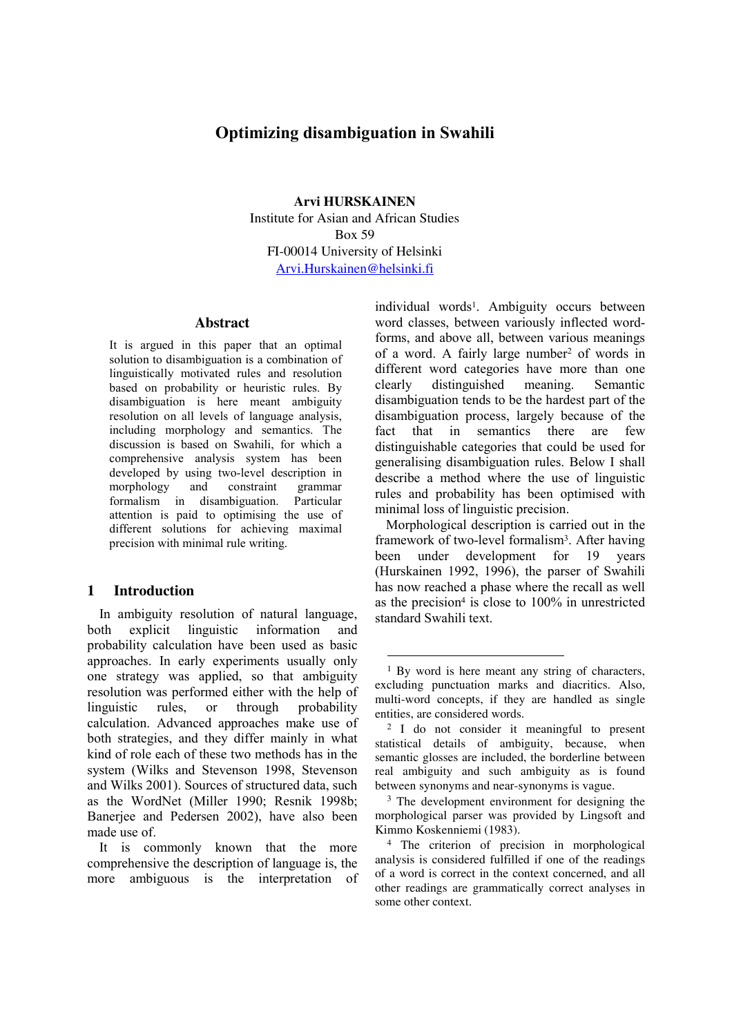# Optimizing disambiguation in Swahili

**Arvi HURSKAINEN**
Institute for Asian and African Studies
Box 59
FI-00014 University of Helsinki
Arvi.Hurskainen@helsinki.fi

## Abstract

It is argued in this paper that an optimal solution to disambiguation is a combination of linguistically motivated rules and resolution based on probability or heuristic rules. By disambiguation is here meant ambiguity resolution on all levels of language analysis, including morphology and semantics. The discussion is based on Swahili, for which a comprehensive analysis system has been developed by using two-level description in morphology and constraint grammar formalism in disambiguation. Particular attention is paid to optimising the use of different solutions for achieving maximal precision with minimal rule writing.

## 1 Introduction

In ambiguity resolution of natural language, both explicit linguistic information and probability calculation have been used as basic approaches. In early experiments usually only one strategy was applied, so that ambiguity resolution was performed either with the help of linguistic rules, or through probability calculation. Advanced approaches make use of both strategies, and they differ mainly in what kind of role each of these two methods has in the system (Wilks and Stevenson 1998, Stevenson and Wilks 2001). Sources of structured data, such as the WordNet (Miller 1990; Resnik 1998b; Banerjee and Pedersen 2002), have also been made use of.

It is commonly known that the more comprehensive the description of language is, the more ambiguous is the interpretation of individual words[1]. Ambiguity occurs between word classes, between variously inflected word-forms, and above all, between various meanings of a word. A fairly large number[2] of words in different word categories have more than one clearly distinguished meaning. Semantic disambiguation tends to be the hardest part of the disambiguation process, largely because of the fact that in semantics there are few distinguishable categories that could be used for generalising disambiguation rules. Below I shall describe a method where the use of linguistic rules and probability has been optimised with minimal loss of linguistic precision.

Morphological description is carried out in the framework of two-level formalism[3]. After having been under development for 19 years (Hurskainen 1992, 1996), the parser of Swahili has now reached a phase where the recall as well as the precision[4] is close to 100% in unrestricted standard Swahili text.

---

[1] By word is here meant any string of characters, excluding punctuation marks and diacritics. Also, multi-word concepts, if they are handled as single entities, are considered words.

[2] I do not consider it meaningful to present statistical details of ambiguity, because, when semantic glosses are included, the borderline between real ambiguity and such ambiguity as is found between synonyms and near-synonyms is vague.

[3] The development environment for designing the morphological parser was provided by Lingsoft and Kimmo Koskenniemi (1983).

[4] The criterion of precision in morphological analysis is considered fulfilled if one of the readings of a word is correct in the context concerned, and all other readings are grammatically correct analyses in some other context.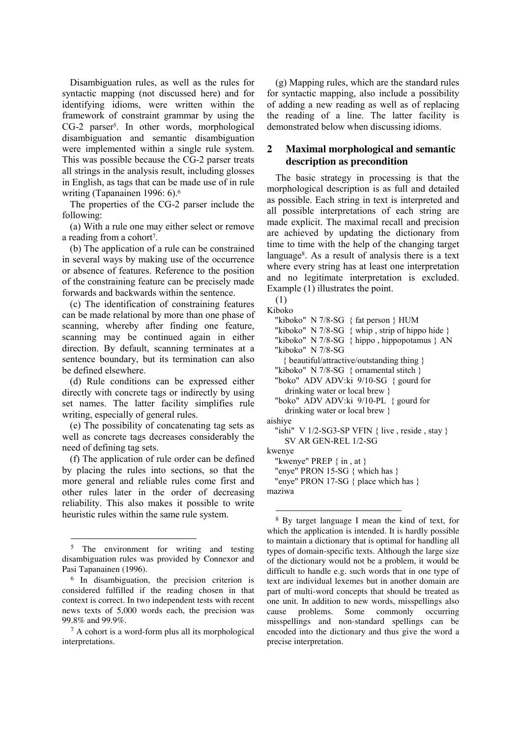Disambiguation rules, as well as the rules for syntactic mapping (not discussed here) and for identifying idioms, were written within the framework of constraint grammar by using the CG-2 parser[5]. In other words, morphological disambiguation and semantic disambiguation were implemented within a single rule system. This was possible because the CG-2 parser treats all strings in the analysis result, including glosses in English, as tags that can be made use of in rule writing (Tapanainen 1996: 6).[6]

The properties of the CG-2 parser include the following:

(a) With a rule one may either select or remove a reading from a cohort[7].

(b) The application of a rule can be constrained in several ways by making use of the occurrence or absence of features. Reference to the position of the constraining feature can be precisely made forwards and backwards within the sentence.

(c) The identification of constraining features can be made relational by more than one phase of scanning, whereby after finding one feature, scanning may be continued again in either direction. By default, scanning terminates at a sentence boundary, but its termination can also be defined elsewhere.

(d) Rule conditions can be expressed either directly with concrete tags or indirectly by using set names. The latter facility simplifies rule writing, especially of general rules.

(e) The possibility of concatenating tag sets as well as concrete tags decreases considerably the need of defining tag sets.

(f) The application of rule order can be defined by placing the rules into sections, so that the more general and reliable rules come first and other rules later in the order of decreasing reliability. This also makes it possible to write heuristic rules within the same rule system.

(g) Mapping rules, which are the standard rules for syntactic mapping, also include a possibility of adding a new reading as well as of replacing the reading of a line. The latter facility is demonstrated below when discussing idioms.

## 2 Maximal morphological and semantic description as precondition

The basic strategy in processing is that the morphological description is as full and detailed as possible. Each string in text is interpreted and all possible interpretations of each string are made explicit. The maximal recall and precision are achieved by updating the dictionary from time to time with the help of the changing target language[8]. As a result of analysis there is a text where every string has at least one interpretation and no legitimate interpretation is excluded. Example (1) illustrates the point.

(1)

```
Kiboko
  "kiboko"  N 7/8-SG  { fat person } HUM
  "kiboko"  N 7/8-SG  { whip , strip of hippo hide }
  "kiboko"  N 7/8-SG  { hippo , hippopotamus } AN
  "kiboko"  N 7/8-SG
     { beautiful/attractive/outstanding thing }
  "kiboko"  N 7/8-SG  { ornamental stitch }
  "boko"  ADV ADV:ki  9/10-SG  { gourd for
     drinking water or local brew }
  "boko"  ADV ADV:ki  9/10-PL  { gourd for
     drinking water or local brew }
aishiye
  "ishi"  V 1/2-SG3-SP VFIN { live , reside , stay }
     SV AR GEN-REL 1/2-SG
kwenye
  "kwenye" PREP { in , at }
  "enye" PRON 15-SG { which has }
  "enye" PRON 17-SG { place which has }
maziwa
```

[5] The environment for writing and testing disambiguation rules was provided by Connexor and Pasi Tapanainen (1996).

[6] In disambiguation, the precision criterion is considered fulfilled if the reading chosen in that context is correct. In two independent tests with recent news texts of 5,000 words each, the precision was 99.8% and 99.9%.

[7] A cohort is a word-form plus all its morphological interpretations.

[8] By target language I mean the kind of text, for which the application is intended. It is hardly possible to maintain a dictionary that is optimal for handling all types of domain-specific texts. Although the large size of the dictionary would not be a problem, it would be difficult to handle e.g. such words that in one type of text are individual lexemes but in another domain are part of multi-word concepts that should be treated as one unit. In addition to new words, misspellings also cause problems. Some commonly occurring misspellings and non-standard spellings can be encoded into the dictionary and thus give the word a precise interpretation.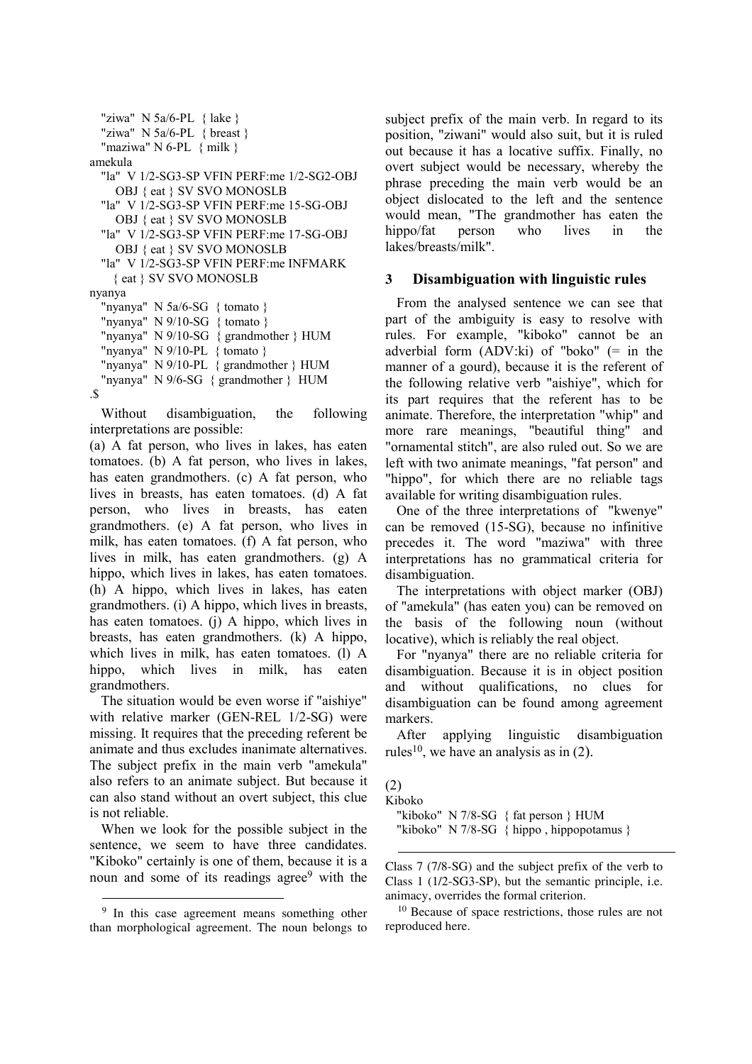"ziwa" N 5a/6-PL { lake }
"ziwa" N 5a/6-PL { breast }
"maziwa" N 6-PL { milk }
amekula
"la" V 1/2-SG3-SP VFIN PERF:me 1/2-SG2-OBJ OBJ { eat } SV SVO MONOSLB
"la" V 1/2-SG3-SP VFIN PERF:me 15-SG-OBJ OBJ { eat } SV SVO MONOSLB
"la" V 1/2-SG3-SP VFIN PERF:me 17-SG-OBJ OBJ { eat } SV SVO MONOSLB
"la" V 1/2-SG3-SP VFIN PERF:me INFMARK { eat } SV SVO MONOSLB
nyanya
"nyanya" N 5a/6-SG { tomato }
"nyanya" N 9/10-SG { tomato }
"nyanya" N 9/10-SG { grandmother } HUM
"nyanya" N 9/10-PL { tomato }
"nyanya" N 9/10-PL { grandmother } HUM
"nyanya" N 9/6-SG { grandmother } HUM
.$

Without disambiguation, the following interpretations are possible:
(a) A fat person, who lives in lakes, has eaten tomatoes. (b) A fat person, who lives in lakes, has eaten grandmothers. (c) A fat person, who lives in breasts, has eaten tomatoes. (d) A fat person, who lives in breasts, has eaten grandmothers. (e) A fat person, who lives in milk, has eaten tomatoes. (f) A fat person, who lives in milk, has eaten grandmothers. (g) A hippo, which lives in lakes, has eaten tomatoes. (h) A hippo, which lives in lakes, has eaten grandmothers. (i) A hippo, which lives in breasts, has eaten tomatoes. (j) A hippo, which lives in breasts, has eaten grandmothers. (k) A hippo, which lives in milk, has eaten tomatoes. (l) A hippo, which lives in milk, has eaten grandmothers.

The situation would be even worse if "aishiye" with relative marker (GEN-REL 1/2-SG) were missing. It requires that the preceding referent be animate and thus excludes inanimate alternatives. The subject prefix in the main verb "amekula" also refers to an animate subject. But because it can also stand without an overt subject, this clue is not reliable.

When we look for the possible subject in the sentence, we seem to have three candidates. "Kiboko" certainly is one of them, because it is a noun and some of its readings agree[9] with the subject prefix of the main verb. In regard to its position, "ziwani" would also suit, but it is ruled out because it has a locative suffix. Finally, no overt subject would be necessary, whereby the phrase preceding the main verb would be an object dislocated to the left and the sentence would mean, "The grandmother has eaten the hippo/fat person who lives in the lakes/breasts/milk".

## 3 Disambiguation with linguistic rules

From the analysed sentence we can see that part of the ambiguity is easy to resolve with rules. For example, "kiboko" cannot be an adverbial form (ADV:ki) of "boko" (= in the manner of a gourd), because it is the referent of the following relative verb "aishiye", which for its part requires that the referent has to be animate. Therefore, the interpretation "whip" and more rare meanings, "beautiful thing" and "ornamental stitch", are also ruled out. So we are left with two animate meanings, "fat person" and "hippo", for which there are no reliable tags available for writing disambiguation rules.

One of the three interpretations of "kwenye" can be removed (15-SG), because no infinitive precedes it. The word "maziwa" with three interpretations has no grammatical criteria for disambiguation.

The interpretations with object marker (OBJ) of "amekula" (has eaten you) can be removed on the basis of the following noun (without locative), which is reliably the real object.

For "nyanya" there are no reliable criteria for disambiguation. Because it is in object position and without qualifications, no clues for disambiguation can be found among agreement markers.

After applying linguistic disambiguation rules[10], we have an analysis as in (2).

(2)
Kiboko
"kiboko" N 7/8-SG { fat person } HUM
"kiboko" N 7/8-SG { hippo , hippopotamus }

[9] In this case agreement means something other than morphological agreement. The noun belongs to Class 7 (7/8-SG) and the subject prefix of the verb to Class 1 (1/2-SG3-SP), but the semantic principle, i.e. animacy, overrides the formal criterion.

[10] Because of space restrictions, those rules are not reproduced here.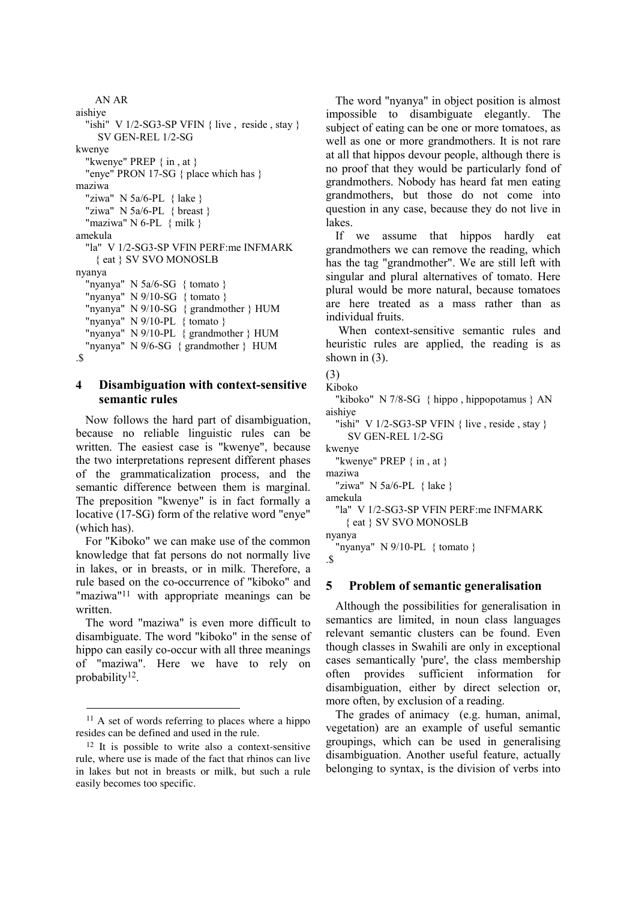```
    AN AR
aishiye
   "ishi"  V 1/2-SG3-SP VFIN { live ,  reside , stay }
      SV GEN-REL 1/2-SG
kwenye
   "kwenye" PREP { in , at }
   "enye" PRON 17-SG { place which has }
maziwa
   "ziwa"  N 5a/6-PL  { lake }
   "ziwa"  N 5a/6-PL  { breast }
   "maziwa" N 6-PL  { milk }
amekula
   "la"  V 1/2-SG3-SP VFIN PERF:me INFMARK
      { eat } SV SVO MONOSLB
nyanya
   "nyanya"  N 5a/6-SG  { tomato }
   "nyanya"  N 9/10-SG  { tomato }
   "nyanya"  N 9/10-SG  { grandmother } HUM
   "nyanya"  N 9/10-PL  { tomato }
   "nyanya"  N 9/10-PL  { grandmother } HUM
   "nyanya"  N 9/6-SG  { grandmother }  HUM
.$
```

## 4 Disambiguation with context-sensitive semantic rules

Now follows the hard part of disambiguation, because no reliable linguistic rules can be written. The easiest case is "kwenye", because the two interpretations represent different phases of the grammaticalization process, and the semantic difference between them is marginal. The preposition "kwenye" is in fact formally a locative (17-SG) form of the relative word "enye" (which has).

For "Kiboko" we can make use of the common knowledge that fat persons do not normally live in lakes, or in breasts, or in milk. Therefore, a rule based on the co-occurrence of "kiboko" and "maziwa"[11] with appropriate meanings can be written.

The word "maziwa" is even more difficult to disambiguate. The word "kiboko" in the sense of hippo can easily co-occur with all three meanings of "maziwa". Here we have to rely on probability[12].

[11] A set of words referring to places where a hippo resides can be defined and used in the rule.

[12] It is possible to write also a context-sensitive rule, where use is made of the fact that rhinos can live in lakes but not in breasts or milk, but such a rule easily becomes too specific.

The word "nyanya" in object position is almost impossible to disambiguate elegantly. The subject of eating can be one or more tomatoes, as well as one or more grandmothers. It is not rare at all that hippos devour people, although there is no proof that they would be particularly fond of grandmothers. Nobody has heard fat men eating grandmothers, but those do not come into question in any case, because they do not live in lakes.

If we assume that hippos hardly eat grandmothers we can remove the reading, which has the tag "grandmother". We are still left with singular and plural alternatives of tomato. Here plural would be more natural, because tomatoes are here treated as a mass rather than as individual fruits.

When context-sensitive semantic rules and heuristic rules are applied, the reading is as shown in (3).

(3)

```
Kiboko
   "kiboko"  N 7/8-SG  { hippo , hippopotamus } AN
aishiye
   "ishi"  V 1/2-SG3-SP VFIN { live , reside , stay }
      SV GEN-REL 1/2-SG
kwenye
   "kwenye" PREP { in , at }
maziwa
   "ziwa"  N 5a/6-PL  { lake }
amekula
   "la"  V 1/2-SG3-SP VFIN PERF:me INFMARK
      { eat } SV SVO MONOSLB
nyanya
   "nyanya"  N 9/10-PL  { tomato }
.$
```

## 5 Problem of semantic generalisation

Although the possibilities for generalisation in semantics are limited, in noun class languages relevant semantic clusters can be found. Even though classes in Swahili are only in exceptional cases semantically 'pure', the class membership often provides sufficient information for disambiguation, either by direct selection or, more often, by exclusion of a reading.

The grades of animacy (e.g. human, animal, vegetation) are an example of useful semantic groupings, which can be used in generalising disambiguation. Another useful feature, actually belonging to syntax, is the division of verbs into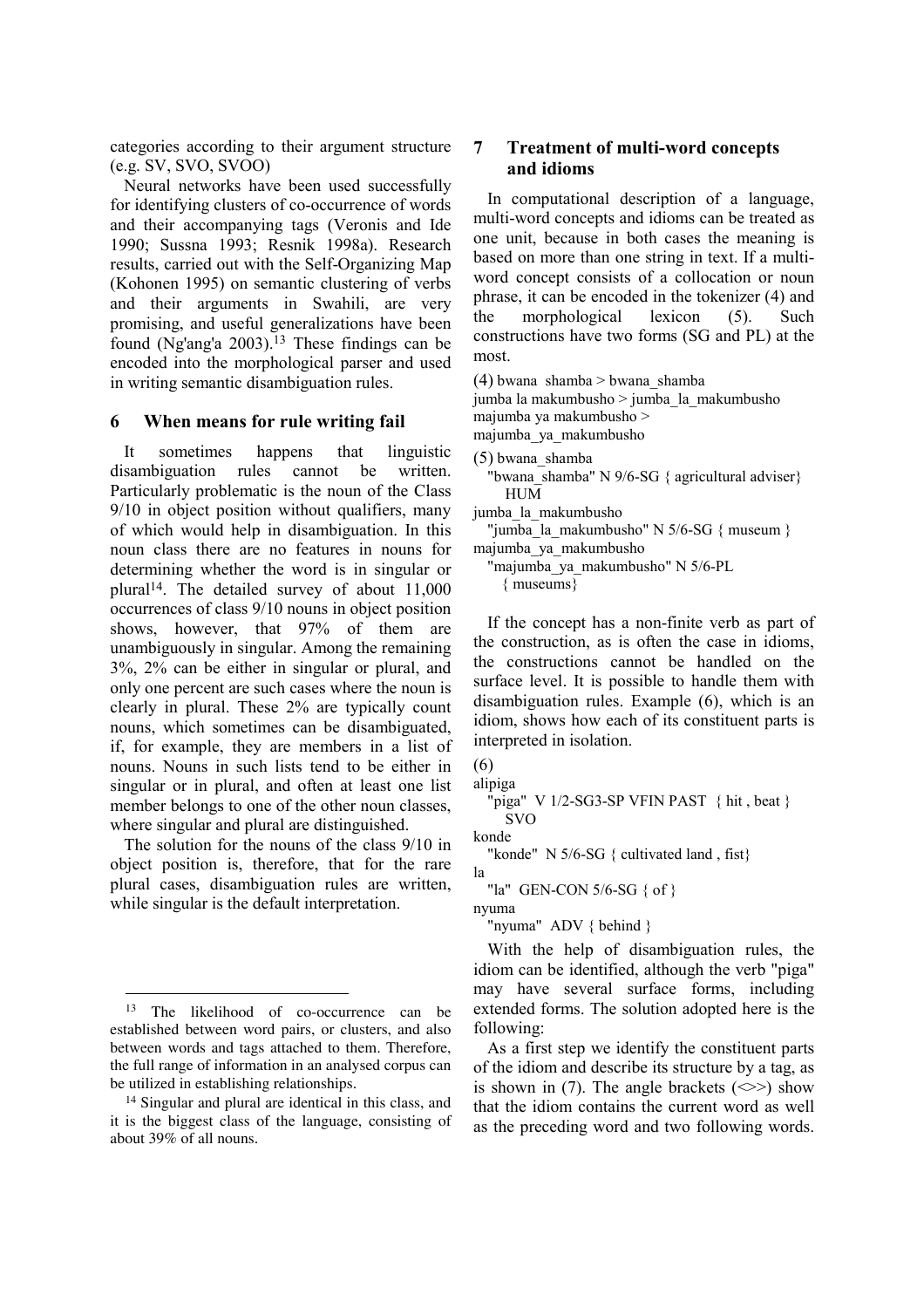categories according to their argument structure (e.g. SV, SVO, SVOO)

Neural networks have been used successfully for identifying clusters of co-occurrence of words and their accompanying tags (Veronis and Ide 1990; Sussna 1993; Resnik 1998a). Research results, carried out with the Self-Organizing Map (Kohonen 1995) on semantic clustering of verbs and their arguments in Swahili, are very promising, and useful generalizations have been found (Ng'ang'a 2003).[13] These findings can be encoded into the morphological parser and used in writing semantic disambiguation rules.

## 6 When means for rule writing fail

It sometimes happens that linguistic disambiguation rules cannot be written. Particularly problematic is the noun of the Class 9/10 in object position without qualifiers, many of which would help in disambiguation. In this noun class there are no features in nouns for determining whether the word is in singular or plural[14]. The detailed survey of about 11,000 occurrences of class 9/10 nouns in object position shows, however, that 97% of them are unambiguously in singular. Among the remaining 3%, 2% can be either in singular or plural, and only one percent are such cases where the noun is clearly in plural. These 2% are typically count nouns, which sometimes can be disambiguated, if, for example, they are members in a list of nouns. Nouns in such lists tend to be either in singular or in plural, and often at least one list member belongs to one of the other noun classes, where singular and plural are distinguished.

The solution for the nouns of the class 9/10 in object position is, therefore, that for the rare plural cases, disambiguation rules are written, while singular is the default interpretation.

[13] The likelihood of co-occurrence can be established between word pairs, or clusters, and also between words and tags attached to them. Therefore, the full range of information in an analysed corpus can be utilized in establishing relationships.

[14] Singular and plural are identical in this class, and it is the biggest class of the language, consisting of about 39% of all nouns.

## 7 Treatment of multi-word concepts and idioms

In computational description of a language, multi-word concepts and idioms can be treated as one unit, because in both cases the meaning is based on more than one string in text. If a multi-word concept consists of a collocation or noun phrase, it can be encoded in the tokenizer (4) and the morphological lexicon (5). Such constructions have two forms (SG and PL) at the most.

```
(4) bwana  shamba > bwana_shamba
jumba la makumbusho > jumba_la_makumbusho
majumba ya makumbusho >
majumba_ya_makumbusho
```

```
(5) bwana_shamba
  "bwana_shamba" N 9/6-SG { agricultural adviser}
     HUM
jumba_la_makumbusho
  "jumba_la_makumbusho" N 5/6-SG { museum }
majumba_ya_makumbusho
  "majumba_ya_makumbusho" N 5/6-PL
    { museums}
```

If the concept has a non-finite verb as part of the construction, as is often the case in idioms, the constructions cannot be handled on the surface level. It is possible to handle them with disambiguation rules. Example (6), which is an idiom, shows how each of its constituent parts is interpreted in isolation.

```
(6)
alipiga
  "piga"  V 1/2-SG3-SP VFIN PAST  { hit , beat }
     SVO
konde
  "konde"  N 5/6-SG { cultivated land , fist}
la
  "la"  GEN-CON 5/6-SG { of }
nyuma
  "nyuma"  ADV { behind }
```

With the help of disambiguation rules, the idiom can be identified, although the verb "piga" may have several surface forms, including extended forms. The solution adopted here is the following:

As a first step we identify the constituent parts of the idiom and describe its structure by a tag, as is shown in (7). The angle brackets (<>>) show that the idiom contains the current word as well as the preceding word and two following words.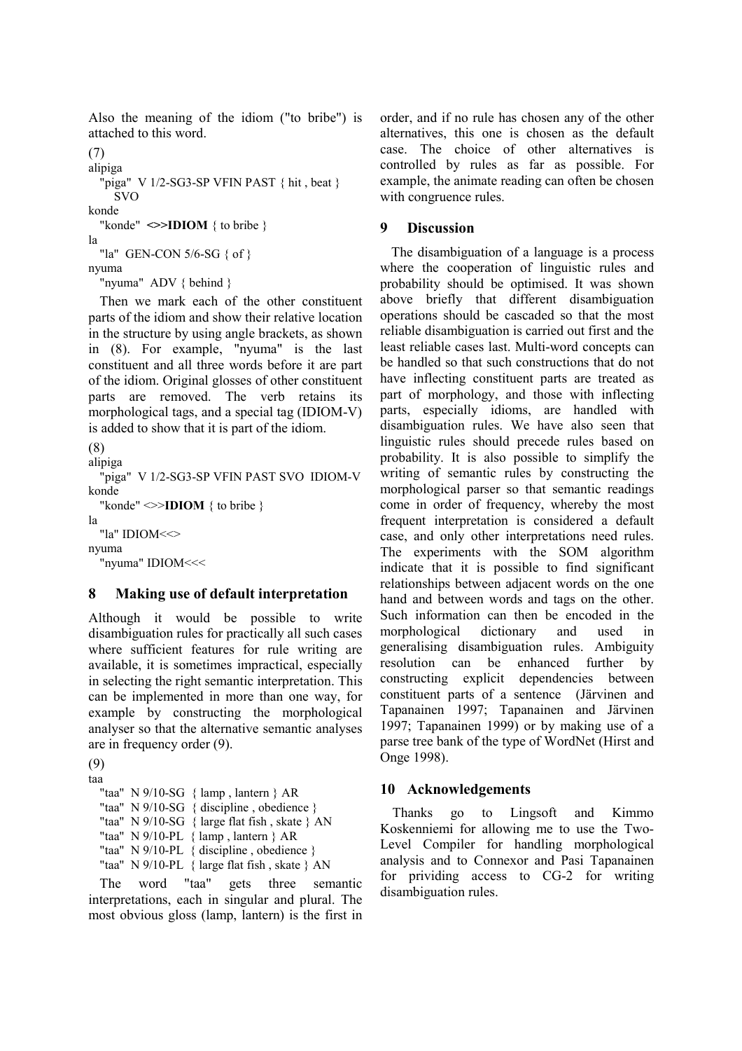Also the meaning of the idiom ("to bribe") is attached to this word.

(7)

```
alipiga
   "piga"  V 1/2-SG3-SP VFIN PAST { hit , beat }
      SVO
konde
   "konde"  <>>IDIOM { to bribe }
la
   "la"  GEN-CON 5/6-SG { of }
nyuma
   "nyuma"  ADV { behind }
```

Then we mark each of the other constituent parts of the idiom and show their relative location in the structure by using angle brackets, as shown in (8). For example, "nyuma" is the last constituent and all three words before it are part of the idiom. Original glosses of other constituent parts are removed. The verb retains its morphological tags, and a special tag (IDIOM-V) is added to show that it is part of the idiom.

(8)

```
alipiga
   "piga"  V 1/2-SG3-SP VFIN PAST SVO  IDIOM-V
konde
   "konde" <>>IDIOM { to bribe }
la
   "la" IDIOM<<>
nyuma
   "nyuma" IDIOM<<<
```

## 8 Making use of default interpretation

Although it would be possible to write disambiguation rules for practically all such cases where sufficient features for rule writing are available, it is sometimes impractical, especially in selecting the right semantic interpretation. This can be implemented in more than one way, for example by constructing the morphological analyser so that the alternative semantic analyses are in frequency order (9).

(9)

```
taa
   "taa"  N 9/10-SG  { lamp , lantern } AR
   "taa"  N 9/10-SG  { discipline , obedience }
   "taa"  N 9/10-SG  { large flat fish , skate } AN
   "taa"  N 9/10-PL  { lamp , lantern } AR
   "taa"  N 9/10-PL  { discipline , obedience }
   "taa"  N 9/10-PL  { large flat fish , skate } AN
```

The word "taa" gets three semantic interpretations, each in singular and plural. The most obvious gloss (lamp, lantern) is the first in order, and if no rule has chosen any of the other alternatives, this one is chosen as the default case. The choice of other alternatives is controlled by rules as far as possible. For example, the animate reading can often be chosen with congruence rules.

## 9 Discussion

The disambiguation of a language is a process where the cooperation of linguistic rules and probability should be optimised. It was shown above briefly that different disambiguation operations should be cascaded so that the most reliable disambiguation is carried out first and the least reliable cases last. Multi-word concepts can be handled so that such constructions that do not have inflecting constituent parts are treated as part of morphology, and those with inflecting parts, especially idioms, are handled with disambiguation rules. We have also seen that linguistic rules should precede rules based on probability. It is also possible to simplify the writing of semantic rules by constructing the morphological parser so that semantic readings come in order of frequency, whereby the most frequent interpretation is considered a default case, and only other interpretations need rules. The experiments with the SOM algorithm indicate that it is possible to find significant relationships between adjacent words on the one hand and between words and tags on the other. Such information can then be encoded in the morphological dictionary and used in generalising disambiguation rules. Ambiguity resolution can be enhanced further by constructing explicit dependencies between constituent parts of a sentence (Järvinen and Tapanainen 1997; Tapanainen and Järvinen 1997; Tapanainen 1999) or by making use of a parse tree bank of the type of WordNet (Hirst and Onge 1998).

## 10 Acknowledgements

Thanks go to Lingsoft and Kimmo Koskenniemi for allowing me to use the Two-Level Compiler for handling morphological analysis and to Connexor and Pasi Tapanainen for prividing access to CG-2 for writing disambiguation rules.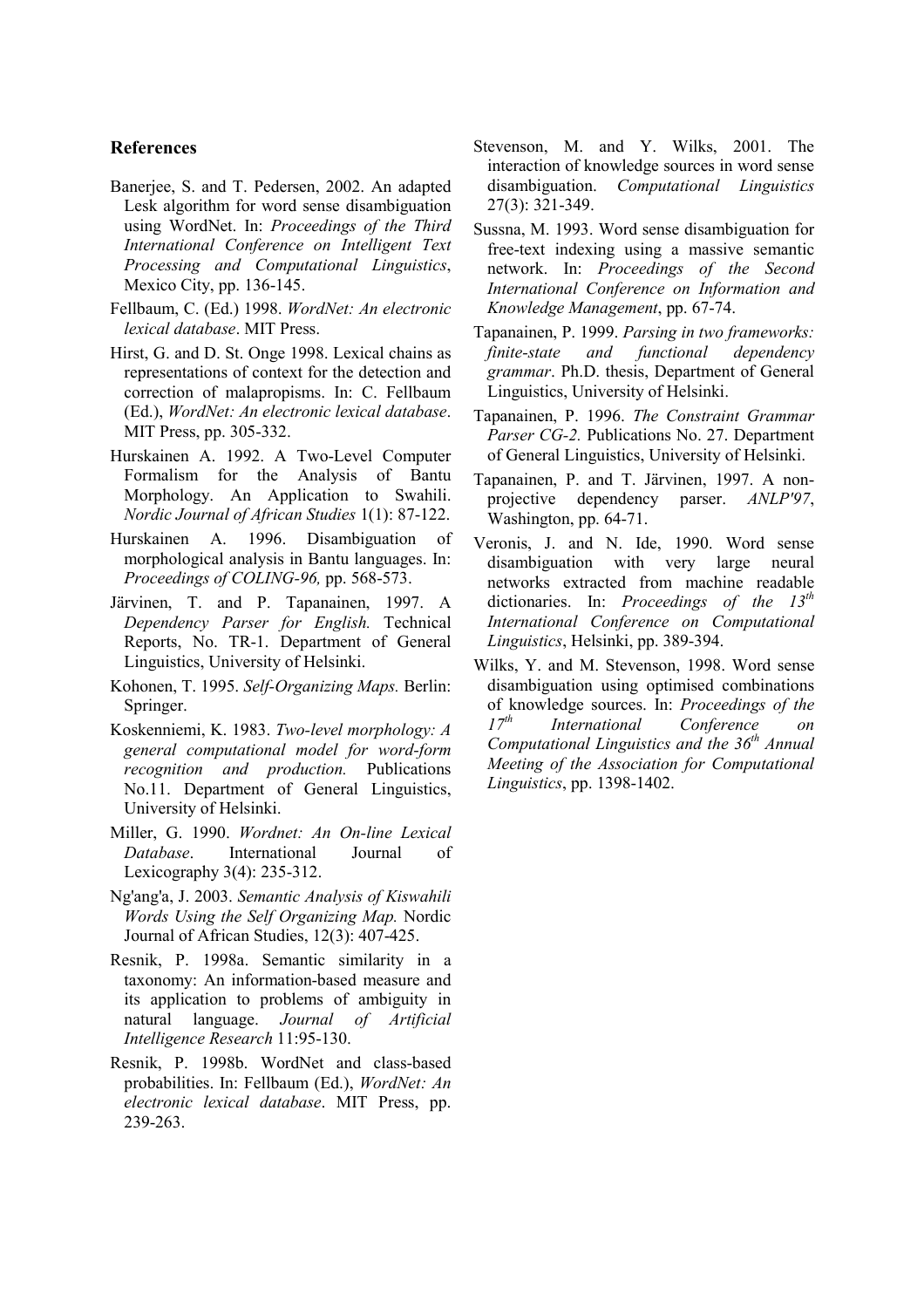## References

Banerjee, S. and T. Pedersen, 2002. An adapted Lesk algorithm for word sense disambiguation using WordNet. In: *Proceedings of the Third International Conference on Intelligent Text Processing and Computational Linguistics*, Mexico City, pp. 136-145.

Fellbaum, C. (Ed.) 1998. *WordNet: An electronic lexical database*. MIT Press.

Hirst, G. and D. St. Onge 1998. Lexical chains as representations of context for the detection and correction of malapropisms. In: C. Fellbaum (Ed.), *WordNet: An electronic lexical database*. MIT Press, pp. 305-332.

Hurskainen A. 1992. A Two-Level Computer Formalism for the Analysis of Bantu Morphology. An Application to Swahili. *Nordic Journal of African Studies* 1(1): 87-122.

Hurskainen A. 1996. Disambiguation of morphological analysis in Bantu languages. In: *Proceedings of COLING-96,* pp. 568-573.

Järvinen, T. and P. Tapanainen, 1997. A *Dependency Parser for English.* Technical Reports, No. TR-1. Department of General Linguistics, University of Helsinki.

Kohonen, T. 1995. *Self-Organizing Maps.* Berlin: Springer.

Koskenniemi, K. 1983. *Two-level morphology: A general computational model for word-form recognition and production.* Publications No.11. Department of General Linguistics, University of Helsinki.

Miller, G. 1990. *Wordnet: An On-line Lexical Database*. International Journal of Lexicography 3(4): 235-312.

Ng'ang'a, J. 2003. *Semantic Analysis of Kiswahili Words Using the Self Organizing Map.* Nordic Journal of African Studies, 12(3): 407-425.

Resnik, P. 1998a. Semantic similarity in a taxonomy: An information-based measure and its application to problems of ambiguity in natural language. *Journal of Artificial Intelligence Research* 11:95-130.

Resnik, P. 1998b. WordNet and class-based probabilities. In: Fellbaum (Ed.), *WordNet: An electronic lexical database*. MIT Press, pp. 239-263.

Stevenson, M. and Y. Wilks, 2001. The interaction of knowledge sources in word sense disambiguation. *Computational Linguistics* 27(3): 321-349.

Sussna, M. 1993. Word sense disambiguation for free-text indexing using a massive semantic network. In: *Proceedings of the Second International Conference on Information and Knowledge Management*, pp. 67-74.

Tapanainen, P. 1999. *Parsing in two frameworks: finite-state and functional dependency grammar*. Ph.D. thesis, Department of General Linguistics, University of Helsinki.

Tapanainen, P. 1996. *The Constraint Grammar Parser CG-2.* Publications No. 27. Department of General Linguistics, University of Helsinki.

Tapanainen, P. and T. Järvinen, 1997. A non-projective dependency parser. *ANLP'97*, Washington, pp. 64-71.

Veronis, J. and N. Ide, 1990. Word sense disambiguation with very large neural networks extracted from machine readable dictionaries. In: *Proceedings of the 13th International Conference on Computational Linguistics*, Helsinki, pp. 389-394.

Wilks, Y. and M. Stevenson, 1998. Word sense disambiguation using optimised combinations of knowledge sources. In: *Proceedings of the 17th International Conference on Computational Linguistics and the 36th Annual Meeting of the Association for Computational Linguistics*, pp. 1398-1402.